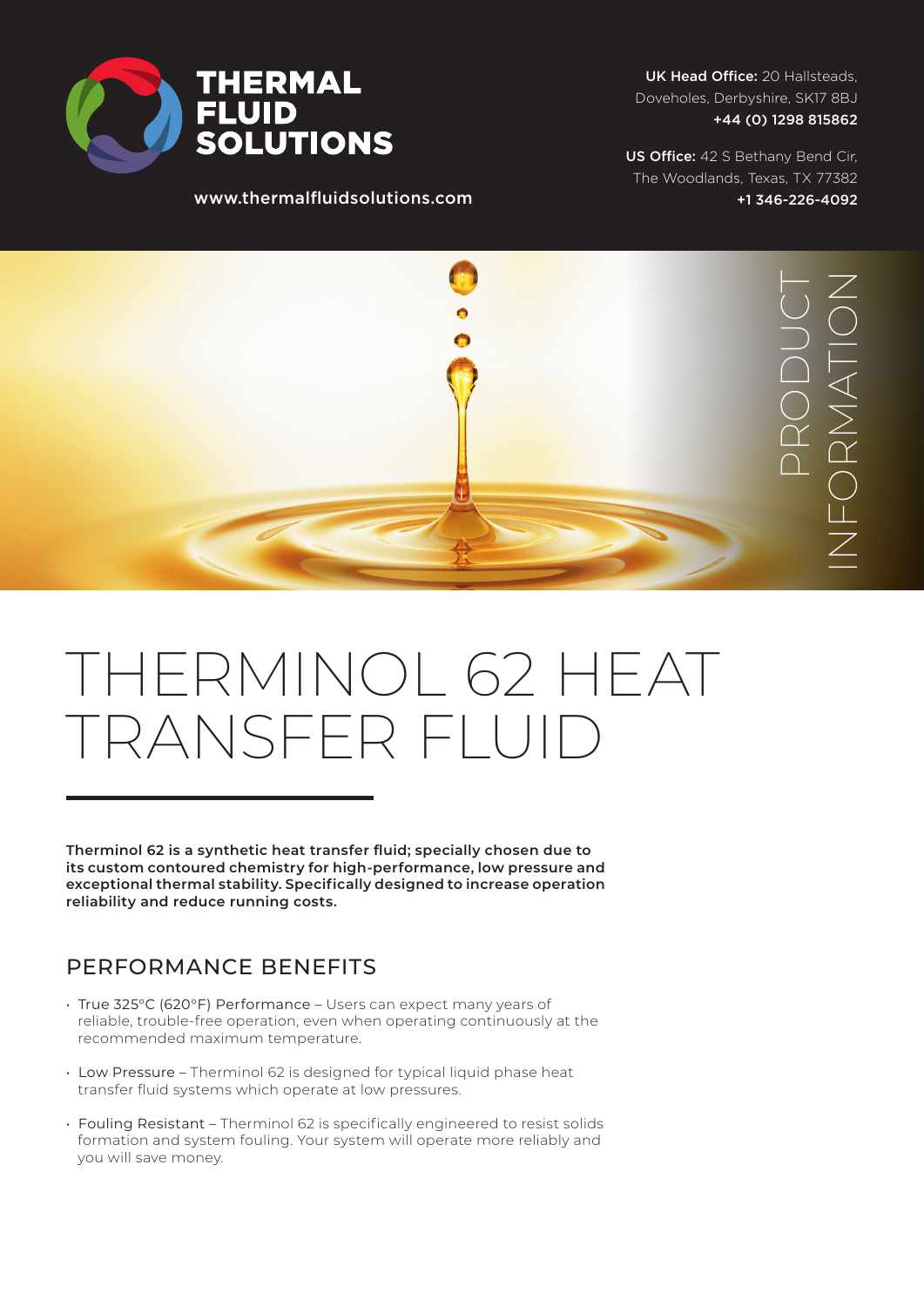**THERMAL FLUID SOLUTIONS**

www.thermalfluidsolutions.com

**UK Head Office:** 20 Hallsteads, Doveholes, Derbyshire, SK17 8BJ
**+44 (0) 1298 815862**

**US Office:** 42 S Bethany Bend Cir, The Woodlands, Texas, TX 77382
**+1 346-226-4092**

PRODUCT INFORMATION

# THERMINOL 62 HEAT TRANSFER FLUID

**Therminol 62 is a synthetic heat transfer fluid; specially chosen due to its custom contoured chemistry for high-performance, low pressure and exceptional thermal stability. Specifically designed to increase operation reliability and reduce running costs.**

## PERFORMANCE BENEFITS

- True 325°C (620°F) Performance – Users can expect many years of reliable, trouble-free operation, even when operating continuously at the recommended maximum temperature.
- Low Pressure – Therminol 62 is designed for typical liquid phase heat transfer fluid systems which operate at low pressures.
- Fouling Resistant – Therminol 62 is specifically engineered to resist solids formation and system fouling. Your system will operate more reliably and you will save money.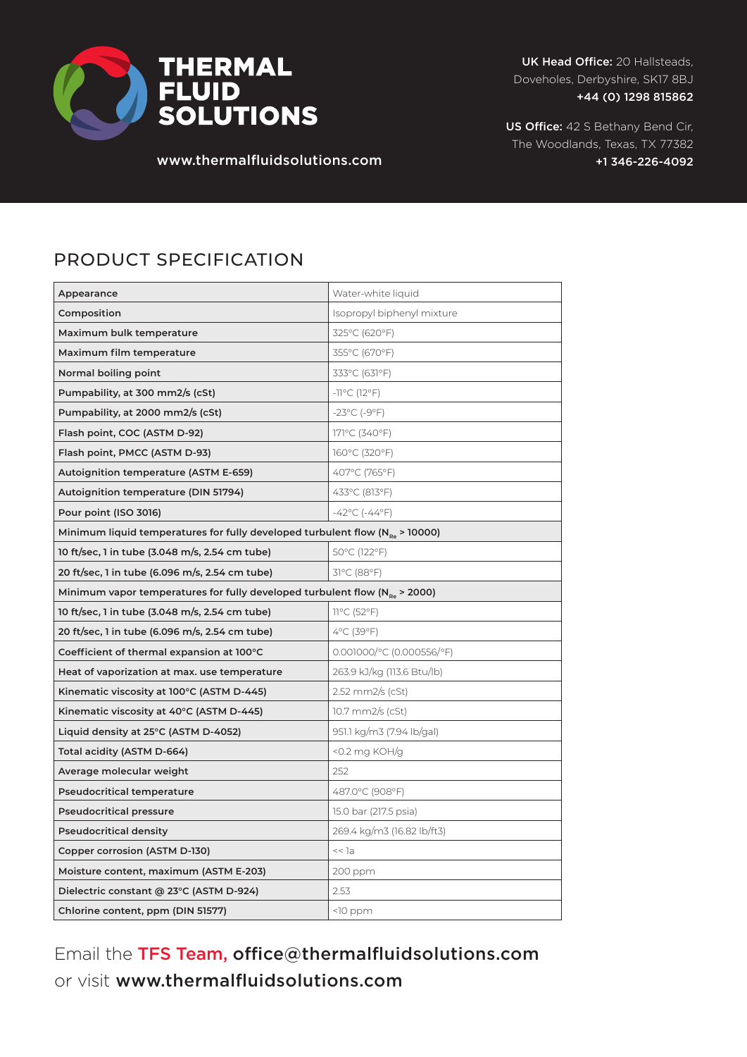# THERMAL FLUID SOLUTIONS

www.thermalfluidsolutions.com

**UK Head Office:** 20 Hallsteads, Doveholes, Derbyshire, SK17 8BJ
**+44 (0) 1298 815862**

**US Office:** 42 S Bethany Bend Cir, The Woodlands, Texas, TX 77382
**+1 346-226-4092**

## PRODUCT SPECIFICATION

| | |
|---|---|
| **Appearance** | Water-white liquid |
| **Composition** | Isopropyl biphenyl mixture |
| **Maximum bulk temperature** | 325°C (620°F) |
| **Maximum film temperature** | 355°C (670°F) |
| **Normal boiling point** | 333°C (631°F) |
| **Pumpability, at 300 mm2/s (cSt)** | -11°C (12°F) |
| **Pumpability, at 2000 mm2/s (cSt)** | -23°C (-9°F) |
| **Flash point, COC (ASTM D-92)** | 171°C (340°F) |
| **Flash point, PMCC (ASTM D-93)** | 160°C (320°F) |
| **Autoignition temperature (ASTM E-659)** | 407°C (765°F) |
| **Autoignition temperature (DIN 51794)** | 433°C (813°F) |
| **Pour point (ISO 3016)** | -42°C (-44°F) |
| **Minimum liquid temperatures for fully developed turbulent flow ($N_{Re}$ > 10000)** | |
| **10 ft/sec, 1 in tube (3.048 m/s, 2.54 cm tube)** | 50°C (122°F) |
| **20 ft/sec, 1 in tube (6.096 m/s, 2.54 cm tube)** | 31°C (88°F) |
| **Minimum vapor temperatures for fully developed turbulent flow ($N_{Re}$ > 2000)** | |
| **10 ft/sec, 1 in tube (3.048 m/s, 2.54 cm tube)** | 11°C (52°F) |
| **20 ft/sec, 1 in tube (6.096 m/s, 2.54 cm tube)** | 4°C (39°F) |
| **Coefficient of thermal expansion at 100°C** | 0.001000/°C (0.000556/°F) |
| **Heat of vaporization at max. use temperature** | 263.9 kJ/kg (113.6 Btu/lb) |
| **Kinematic viscosity at 100°C (ASTM D-445)** | 2.52 mm2/s (cSt) |
| **Kinematic viscosity at 40°C (ASTM D-445)** | 10.7 mm2/s (cSt) |
| **Liquid density at 25°C (ASTM D-4052)** | 951.1 kg/m3 (7.94 lb/gal) |
| **Total acidity (ASTM D-664)** | <0.2 mg KOH/g |
| **Average molecular weight** | 252 |
| **Pseudocritical temperature** | 487.0°C (908°F) |
| **Pseudocritical pressure** | 15.0 bar (217.5 psia) |
| **Pseudocritical density** | 269.4 kg/m3 (16.82 lb/ft3) |
| **Copper corrosion (ASTM D-130)** | << 1a |
| **Moisture content, maximum (ASTM E-203)** | 200 ppm |
| **Dielectric constant @ 23°C (ASTM D-924)** | 2.53 |
| **Chlorine content, ppm (DIN 51577)** | <10 ppm |

Email the **TFS Team,** **office@thermalfluidsolutions.com**
or visit **www.thermalfluidsolutions.com**